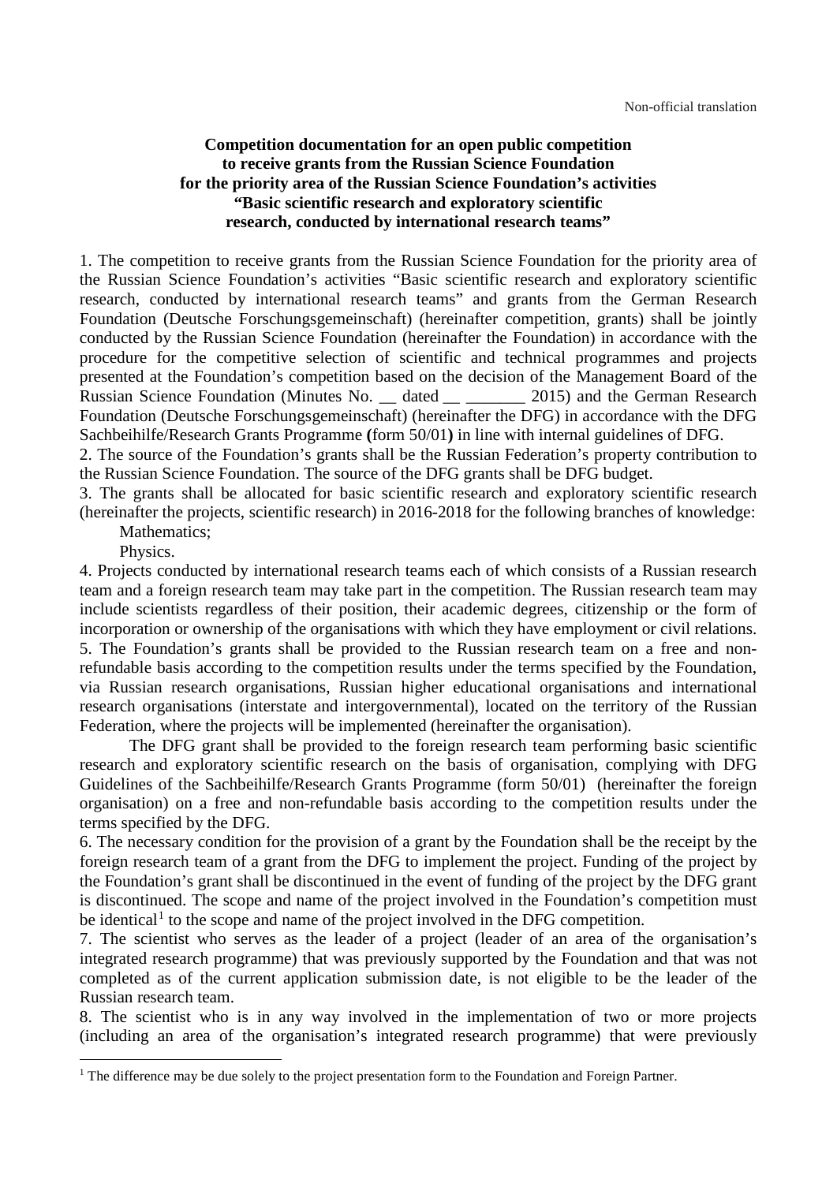Non-official translation

**Competition documentation for an open public competition to receive grants from the Russian Science Foundation for the priority area of the Russian Science Foundation's activities "Basic scientific research and exploratory scientific research, conducted by international research teams"**

1. The competition to receive grants from the Russian Science Foundation for the priority area of the Russian Science Foundation's activities "Basic scientific research and exploratory scientific research, conducted by international research teams" and grants from the German Research Foundation (Deutsche Forschungsgemeinschaft) (hereinafter competition, grants) shall be jointly conducted by the Russian Science Foundation (hereinafter the Foundation) in accordance with the procedure for the competitive selection of scientific and technical programmes and projects presented at the Foundation's competition based on the decision of the Management Board of the Russian Science Foundation (Minutes No. __ dated __ _______ 2015) and the German Research Foundation (Deutsche Forschungsgemeinschaft) (hereinafter the DFG) in accordance with the DFG Sachbeihilfe/Research Grants Programme **(**form 50/01**)** in line with internal guidelines of DFG.

2. The source of the Foundation's grants shall be the Russian Federation's property contribution to the Russian Science Foundation. The source of the DFG grants shall be DFG budget.

3. The grants shall be allocated for basic scientific research and exploratory scientific research (hereinafter the projects, scientific research) in 2016-2018 for the following branches of knowledge:

Mathematics;

Physics.

4. Projects conducted by international research teams each of which consists of a Russian research team and a foreign research team may take part in the competition. The Russian research team may include scientists regardless of their position, their academic degrees, citizenship or the form of incorporation or ownership of the organisations with which they have employment or civil relations.

5. The Foundation's grants shall be provided to the Russian research team on a free and non-refundable basis according to the competition results under the terms specified by the Foundation, via Russian research organisations, Russian higher educational organisations and international research organisations (interstate and intergovernmental), located on the territory of the Russian Federation, where the projects will be implemented (hereinafter the organisation).

The DFG grant shall be provided to the foreign research team performing basic scientific research and exploratory scientific research on the basis of organisation, complying with DFG Guidelines of the Sachbeihilfe/Research Grants Programme (form 50/01) (hereinafter the foreign organisation) on a free and non-refundable basis according to the competition results under the terms specified by the DFG.

6. The necessary condition for the provision of a grant by the Foundation shall be the receipt by the foreign research team of a grant from the DFG to implement the project. Funding of the project by the Foundation's grant shall be discontinued in the event of funding of the project by the DFG grant is discontinued. The scope and name of the project involved in the Foundation's competition must be identical[1] to the scope and name of the project involved in the DFG competition.

7. The scientist who serves as the leader of a project (leader of an area of the organisation's integrated research programme) that was previously supported by the Foundation and that was not completed as of the current application submission date, is not eligible to be the leader of the Russian research team.

8. The scientist who is in any way involved in the implementation of two or more projects (including an area of the organisation's integrated research programme) that were previously

---

[1] The difference may be due solely to the project presentation form to the Foundation and Foreign Partner.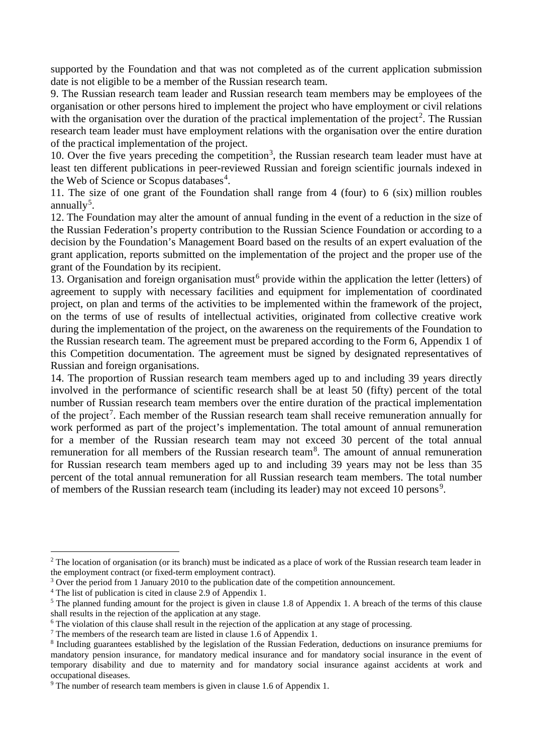supported by the Foundation and that was not completed as of the current application submission date is not eligible to be a member of the Russian research team.

9. The Russian research team leader and Russian research team members may be employees of the organisation or other persons hired to implement the project who have employment or civil relations with the organisation over the duration of the practical implementation of the project[2]. The Russian research team leader must have employment relations with the organisation over the entire duration of the practical implementation of the project.

10. Over the five years preceding the competition[3], the Russian research team leader must have at least ten different publications in peer-reviewed Russian and foreign scientific journals indexed in the Web of Science or Scopus databases[4].

11. The size of one grant of the Foundation shall range from 4 (four) to 6 (six) million roubles annually[5].

12. The Foundation may alter the amount of annual funding in the event of a reduction in the size of the Russian Federation's property contribution to the Russian Science Foundation or according to a decision by the Foundation's Management Board based on the results of an expert evaluation of the grant application, reports submitted on the implementation of the project and the proper use of the grant of the Foundation by its recipient.

13. Organisation and foreign organisation must[6] provide within the application the letter (letters) of agreement to supply with necessary facilities and equipment for implementation of coordinated project, on plan and terms of the activities to be implemented within the framework of the project, on the terms of use of results of intellectual activities, originated from collective creative work during the implementation of the project, on the awareness on the requirements of the Foundation to the Russian research team. The agreement must be prepared according to the Form 6, Appendix 1 of this Competition documentation. The agreement must be signed by designated representatives of Russian and foreign organisations.

14. The proportion of Russian research team members aged up to and including 39 years directly involved in the performance of scientific research shall be at least 50 (fifty) percent of the total number of Russian research team members over the entire duration of the practical implementation of the project[7]. Each member of the Russian research team shall receive remuneration annually for work performed as part of the project's implementation. The total amount of annual remuneration for a member of the Russian research team may not exceed 30 percent of the total annual remuneration for all members of the Russian research team[8]. The amount of annual remuneration for Russian research team members aged up to and including 39 years may not be less than 35 percent of the total annual remuneration for all Russian research team members. The total number of members of the Russian research team (including its leader) may not exceed 10 persons[9].

---

[2] The location of organisation (or its branch) must be indicated as a place of work of the Russian research team leader in the employment contract (or fixed-term employment contract).

[3] Over the period from 1 January 2010 to the publication date of the competition announcement.

[4] The list of publication is cited in clause 2.9 of Appendix 1.

[5] The planned funding amount for the project is given in clause 1.8 of Appendix 1. A breach of the terms of this clause shall results in the rejection of the application at any stage.

[6] The violation of this clause shall result in the rejection of the application at any stage of processing.

[7] The members of the research team are listed in clause 1.6 of Appendix 1.

[8] Including guarantees established by the legislation of the Russian Federation, deductions on insurance premiums for mandatory pension insurance, for mandatory medical insurance and for mandatory social insurance in the event of temporary disability and due to maternity and for mandatory social insurance against accidents at work and occupational diseases.

[9] The number of research team members is given in clause 1.6 of Appendix 1.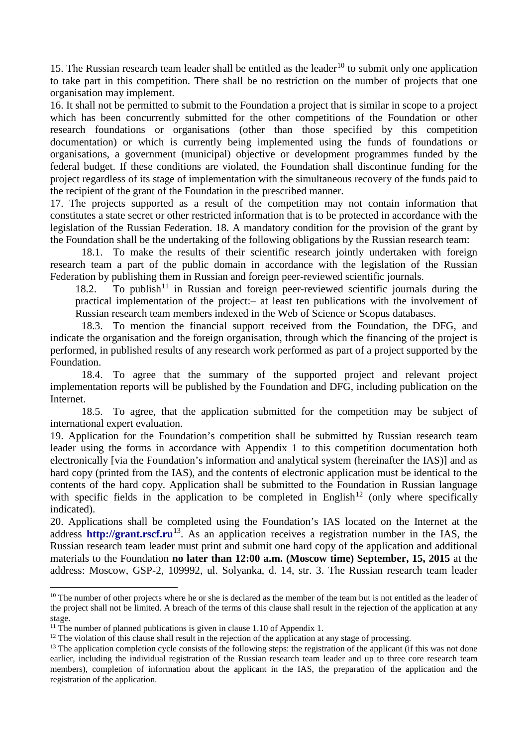15. The Russian research team leader shall be entitled as the leader[10] to submit only one application to take part in this competition. There shall be no restriction on the number of projects that one organisation may implement.

16. It shall not be permitted to submit to the Foundation a project that is similar in scope to a project which has been concurrently submitted for the other competitions of the Foundation or other research foundations or organisations (other than those specified by this competition documentation) or which is currently being implemented using the funds of foundations or organisations, a government (municipal) objective or development programmes funded by the federal budget. If these conditions are violated, the Foundation shall discontinue funding for the project regardless of its stage of implementation with the simultaneous recovery of the funds paid to the recipient of the grant of the Foundation in the prescribed manner.

17. The projects supported as a result of the competition may not contain information that constitutes a state secret or other restricted information that is to be protected in accordance with the legislation of the Russian Federation. 18. A mandatory condition for the provision of the grant by the Foundation shall be the undertaking of the following obligations by the Russian research team:

18.1. To make the results of their scientific research jointly undertaken with foreign research team a part of the public domain in accordance with the legislation of the Russian Federation by publishing them in Russian and foreign peer-reviewed scientific journals.

18.2. To publish[11] in Russian and foreign peer-reviewed scientific journals during the practical implementation of the project:– at least ten publications with the involvement of Russian research team members indexed in the Web of Science or Scopus databases.

18.3. To mention the financial support received from the Foundation, the DFG, and indicate the organisation and the foreign organisation, through which the financing of the project is performed, in published results of any research work performed as part of a project supported by the Foundation.

18.4. To agree that the summary of the supported project and relevant project implementation reports will be published by the Foundation and DFG, including publication on the Internet.

18.5. To agree, that the application submitted for the competition may be subject of international expert evaluation.

19. Application for the Foundation's competition shall be submitted by Russian research team leader using the forms in accordance with Appendix 1 to this competition documentation both electronically [via the Foundation's information and analytical system (hereinafter the IAS)] and as hard copy (printed from the IAS), and the contents of electronic application must be identical to the contents of the hard copy. Application shall be submitted to the Foundation in Russian language with specific fields in the application to be completed in English[12] (only where specifically indicated).

20. Applications shall be completed using the Foundation's IAS located on the Internet at the address **http://grant.rscf.ru**[13]. As an application receives a registration number in the IAS, the Russian research team leader must print and submit one hard copy of the application and additional materials to the Foundation **no later than 12:00 a.m. (Moscow time) September, 15, 2015** at the address: Moscow, GSP-2, 109992, ul. Solyanka, d. 14, str. 3. The Russian research team leader

---

[10] The number of other projects where he or she is declared as the member of the team but is not entitled as the leader of the project shall not be limited. A breach of the terms of this clause shall result in the rejection of the application at any stage.

[11] The number of planned publications is given in clause 1.10 of Appendix 1.

[12] The violation of this clause shall result in the rejection of the application at any stage of processing.

[13] The application completion cycle consists of the following steps: the registration of the applicant (if this was not done earlier, including the individual registration of the Russian research team leader and up to three core research team members), completion of information about the applicant in the IAS, the preparation of the application and the registration of the application.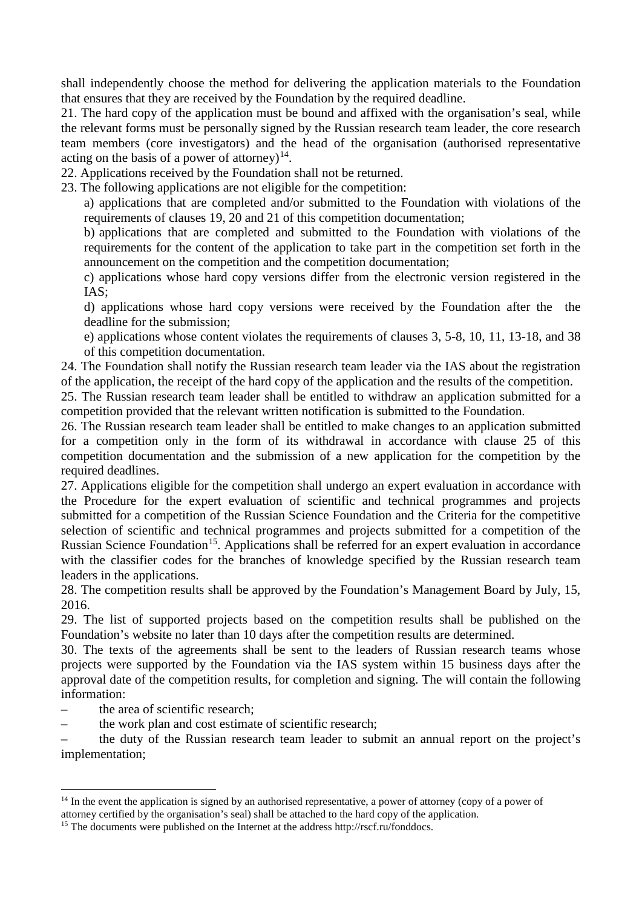shall independently choose the method for delivering the application materials to the Foundation that ensures that they are received by the Foundation by the required deadline.

21. The hard copy of the application must be bound and affixed with the organisation's seal, while the relevant forms must be personally signed by the Russian research team leader, the core research team members (core investigators) and the head of the organisation (authorised representative acting on the basis of a power of attorney)[14].

22. Applications received by the Foundation shall not be returned.

23. The following applications are not eligible for the competition:

a) applications that are completed and/or submitted to the Foundation with violations of the requirements of clauses 19, 20 and 21 of this competition documentation;

b) applications that are completed and submitted to the Foundation with violations of the requirements for the content of the application to take part in the competition set forth in the announcement on the competition and the competition documentation;

c) applications whose hard copy versions differ from the electronic version registered in the IAS;

d) applications whose hard copy versions were received by the Foundation after the the deadline for the submission;

e) applications whose content violates the requirements of clauses 3, 5-8, 10, 11, 13-18, and 38 of this competition documentation.

24. The Foundation shall notify the Russian research team leader via the IAS about the registration of the application, the receipt of the hard copy of the application and the results of the competition.

25. The Russian research team leader shall be entitled to withdraw an application submitted for a competition provided that the relevant written notification is submitted to the Foundation.

26. The Russian research team leader shall be entitled to make changes to an application submitted for a competition only in the form of its withdrawal in accordance with clause 25 of this competition documentation and the submission of a new application for the competition by the required deadlines.

27. Applications eligible for the competition shall undergo an expert evaluation in accordance with the Procedure for the expert evaluation of scientific and technical programmes and projects submitted for a competition of the Russian Science Foundation and the Criteria for the competitive selection of scientific and technical programmes and projects submitted for a competition of the Russian Science Foundation[15]. Applications shall be referred for an expert evaluation in accordance with the classifier codes for the branches of knowledge specified by the Russian research team leaders in the applications.

28. The competition results shall be approved by the Foundation's Management Board by July, 15, 2016.

29. The list of supported projects based on the competition results shall be published on the Foundation's website no later than 10 days after the competition results are determined.

30. The texts of the agreements shall be sent to the leaders of Russian research teams whose projects were supported by the Foundation via the IAS system within 15 business days after the approval date of the competition results, for completion and signing. The will contain the following information:

– the area of scientific research;

– the work plan and cost estimate of scientific research;

– the duty of the Russian research team leader to submit an annual report on the project's implementation;

---

[14] In the event the application is signed by an authorised representative, a power of attorney (copy of a power of attorney certified by the organisation's seal) shall be attached to the hard copy of the application.

[15] The documents were published on the Internet at the address http://rscf.ru/fonddocs.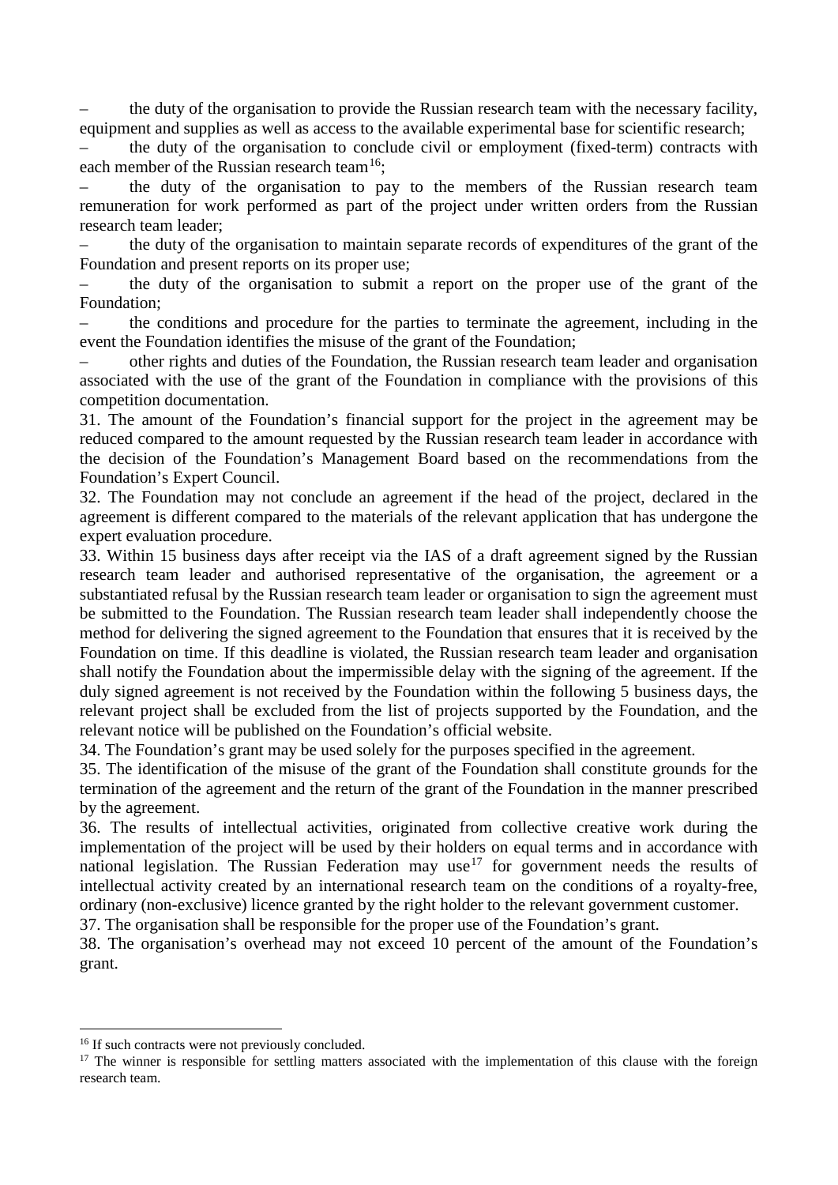– the duty of the organisation to provide the Russian research team with the necessary facility, equipment and supplies as well as access to the available experimental base for scientific research;

– the duty of the organisation to conclude civil or employment (fixed-term) contracts with each member of the Russian research team[16];

– the duty of the organisation to pay to the members of the Russian research team remuneration for work performed as part of the project under written orders from the Russian research team leader;

– the duty of the organisation to maintain separate records of expenditures of the grant of the Foundation and present reports on its proper use;

– the duty of the organisation to submit a report on the proper use of the grant of the Foundation;

– the conditions and procedure for the parties to terminate the agreement, including in the event the Foundation identifies the misuse of the grant of the Foundation;

– other rights and duties of the Foundation, the Russian research team leader and organisation associated with the use of the grant of the Foundation in compliance with the provisions of this competition documentation.

31. The amount of the Foundation's financial support for the project in the agreement may be reduced compared to the amount requested by the Russian research team leader in accordance with the decision of the Foundation's Management Board based on the recommendations from the Foundation's Expert Council.

32. The Foundation may not conclude an agreement if the head of the project, declared in the agreement is different compared to the materials of the relevant application that has undergone the expert evaluation procedure.

33. Within 15 business days after receipt via the IAS of a draft agreement signed by the Russian research team leader and authorised representative of the organisation, the agreement or a substantiated refusal by the Russian research team leader or organisation to sign the agreement must be submitted to the Foundation. The Russian research team leader shall independently choose the method for delivering the signed agreement to the Foundation that ensures that it is received by the Foundation on time. If this deadline is violated, the Russian research team leader and organisation shall notify the Foundation about the impermissible delay with the signing of the agreement. If the duly signed agreement is not received by the Foundation within the following 5 business days, the relevant project shall be excluded from the list of projects supported by the Foundation, and the relevant notice will be published on the Foundation's official website.

34. The Foundation's grant may be used solely for the purposes specified in the agreement.

35. The identification of the misuse of the grant of the Foundation shall constitute grounds for the termination of the agreement and the return of the grant of the Foundation in the manner prescribed by the agreement.

36. The results of intellectual activities, originated from collective creative work during the implementation of the project will be used by their holders on equal terms and in accordance with national legislation. The Russian Federation may use[17] for government needs the results of intellectual activity created by an international research team on the conditions of a royalty-free, ordinary (non-exclusive) licence granted by the right holder to the relevant government customer.

37. The organisation shall be responsible for the proper use of the Foundation's grant.

38. The organisation's overhead may not exceed 10 percent of the amount of the Foundation's grant.

---

[16] If such contracts were not previously concluded.

[17] The winner is responsible for settling matters associated with the implementation of this clause with the foreign research team.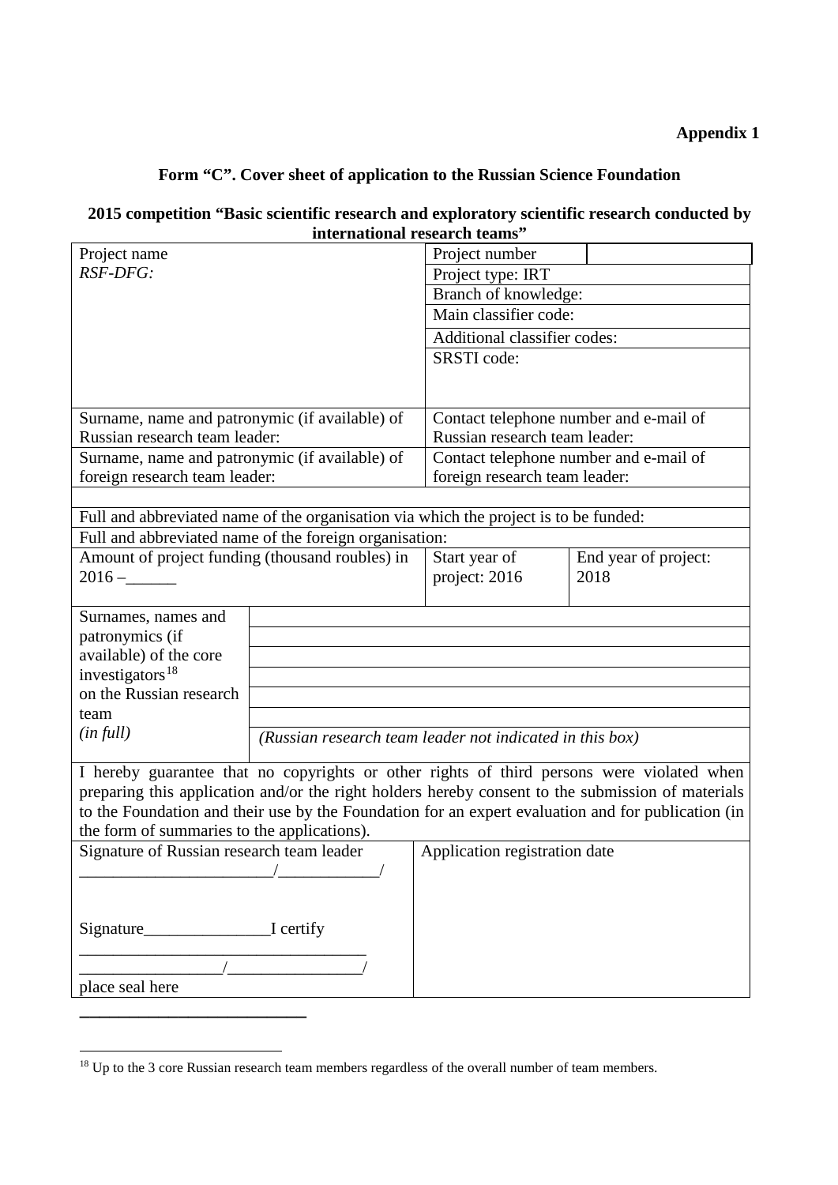**Appendix 1**

**Form "C". Cover sheet of application to the Russian Science Foundation**

**2015 competition "Basic scientific research and exploratory scientific research conducted by international research teams"**

| Project name<br>*RSF-DFG:* | | Project number | |
|---|---|---|---|
| | | Project type: IRT | |
| | | Branch of knowledge: | |
| | | Main classifier code: | |
| | | Additional classifier codes: | |
| | | SRSTI code: | |
| Surname, name and patronymic (if available) of Russian research team leader: | | Contact telephone number and e-mail of Russian research team leader: | |
| Surname, name and patronymic (if available) of foreign research team leader: | | Contact telephone number and e-mail of foreign research team leader: | |
| | | | |
| Full and abbreviated name of the organisation via which the project is to be funded: | | | |
| Full and abbreviated name of the foreign organisation: | | | |
| Amount of project funding (thousand roubles) in 2016 –______ | | Start year of project: 2016 | End year of project: 2018 |
| Surnames, names and patronymics (if available) of the core investigators[18] on the Russian research team *(in full)* | | | |
| | | | |
| | | | |
| | | | |
| | | | |
| | | | |
| | *(Russian research team leader not indicated in this box)* | | |
| I hereby guarantee that no copyrights or other rights of third persons were violated when preparing this application and/or the right holders hereby consent to the submission of materials to the Foundation and their use by the Foundation for an expert evaluation and for publication (in the form of summaries to the applications). | | | |
| Signature of Russian research team leader<br>_______________________/____________/<br><br>Signature_______________I certify<br>_________________________________<br>_________________/________________/<br>place seal here | | Application registration date | |

___________________________

[18] Up to the 3 core Russian research team members regardless of the overall number of team members.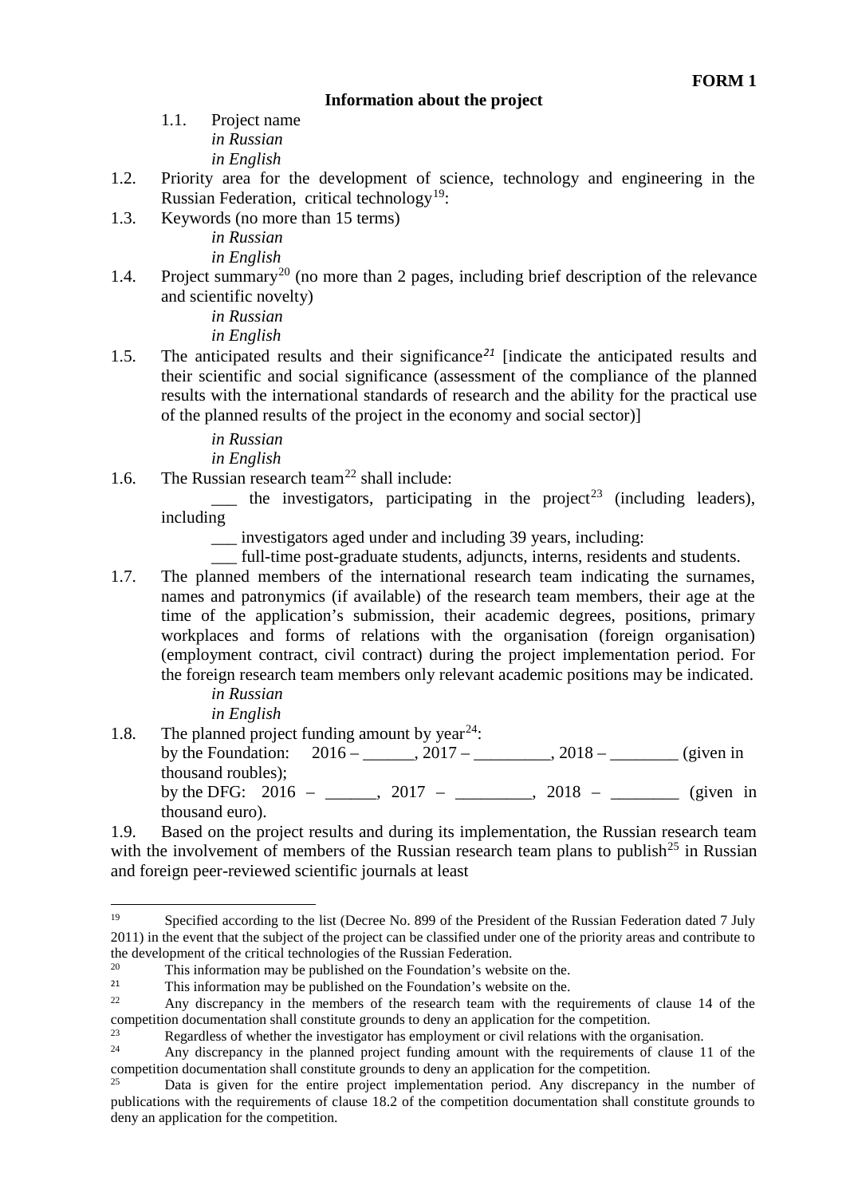**FORM 1**

**Information about the project**

1.1. Project name
*in Russian*
*in English*

1.2. Priority area for the development of science, technology and engineering in the Russian Federation, critical technology[19]:

1.3. Keywords (no more than 15 terms)
*in Russian*
*in English*

1.4. Project summary[20] (no more than 2 pages, including brief description of the relevance and scientific novelty)
*in Russian*
*in English*

1.5. The anticipated results and their significance[21] [indicate the anticipated results and their scientific and social significance (assessment of the compliance of the planned results with the international standards of research and the ability for the practical use of the planned results of the project in the economy and social sector)]

*in Russian*
*in English*

1.6. The Russian research team[22] shall include:
___ the investigators, participating in the project[23] (including leaders), including
___ investigators aged under and including 39 years, including:
___ full-time post-graduate students, adjuncts, interns, residents and students.

1.7. The planned members of the international research team indicating the surnames, names and patronymics (if available) of the research team members, their age at the time of the application's submission, their academic degrees, positions, primary workplaces and forms of relations with the organisation (foreign organisation) (employment contract, civil contract) during the project implementation period. For the foreign research team members only relevant academic positions may be indicated.
*in Russian*
*in English*

1.8. The planned project funding amount by year[24]:
by the Foundation: 2016 – ______, 2017 – _________, 2018 – ________ (given in thousand roubles);
by the DFG: 2016 – ______, 2017 – _________, 2018 – ________ (given in thousand euro).

1.9. Based on the project results and during its implementation, the Russian research team with the involvement of members of the Russian research team plans to publish[25] in Russian and foreign peer-reviewed scientific journals at least

---

[19] Specified according to the list (Decree No. 899 of the President of the Russian Federation dated 7 July 2011) in the event that the subject of the project can be classified under one of the priority areas and contribute to the development of the critical technologies of the Russian Federation.

[20] This information may be published on the Foundation's website on the.

[21] This information may be published on the Foundation's website on the.

[22] Any discrepancy in the members of the research team with the requirements of clause 14 of the competition documentation shall constitute grounds to deny an application for the competition.

[23] Regardless of whether the investigator has employment or civil relations with the organisation.

[24] Any discrepancy in the planned project funding amount with the requirements of clause 11 of the competition documentation shall constitute grounds to deny an application for the competition.

[25] Data is given for the entire project implementation period. Any discrepancy in the number of publications with the requirements of clause 18.2 of the competition documentation shall constitute grounds to deny an application for the competition.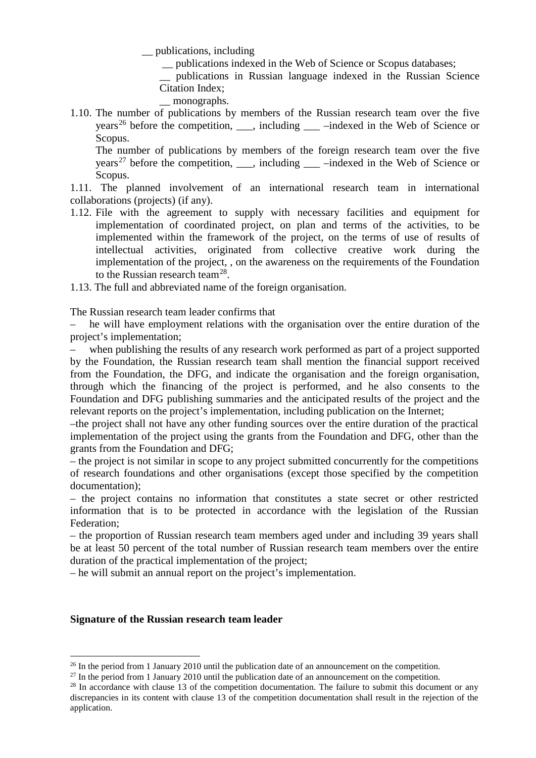__ publications, including

__ publications indexed in the Web of Science or Scopus databases;

__ publications in Russian language indexed in the Russian Science Citation Index;

__ monographs.

1.10. The number of publications by members of the Russian research team over the five years[26] before the competition, ___, including ___ –indexed in the Web of Science or Scopus.

The number of publications by members of the foreign research team over the five years[27] before the competition, ___, including ___ –indexed in the Web of Science or Scopus.

1.11. The planned involvement of an international research team in international collaborations (projects) (if any).

1.12. File with the agreement to supply with necessary facilities and equipment for implementation of coordinated project, on plan and terms of the activities, to be implemented within the framework of the project, on the terms of use of results of intellectual activities, originated from collective creative work during the implementation of the project, , on the awareness on the requirements of the Foundation to the Russian research team[28].

1.13. The full and abbreviated name of the foreign organisation.

The Russian research team leader confirms that

– he will have employment relations with the organisation over the entire duration of the project's implementation;

– when publishing the results of any research work performed as part of a project supported by the Foundation, the Russian research team shall mention the financial support received from the Foundation, the DFG, and indicate the organisation and the foreign organisation, through which the financing of the project is performed, and he also consents to the Foundation and DFG publishing summaries and the anticipated results of the project and the relevant reports on the project's implementation, including publication on the Internet;

–the project shall not have any other funding sources over the entire duration of the practical implementation of the project using the grants from the Foundation and DFG, other than the grants from the Foundation and DFG;

– the project is not similar in scope to any project submitted concurrently for the competitions of research foundations and other organisations (except those specified by the competition documentation);

– the project contains no information that constitutes a state secret or other restricted information that is to be protected in accordance with the legislation of the Russian Federation;

– the proportion of Russian research team members aged under and including 39 years shall be at least 50 percent of the total number of Russian research team members over the entire duration of the practical implementation of the project;

– he will submit an annual report on the project's implementation.

**Signature of the Russian research team leader**

---

[26] In the period from 1 January 2010 until the publication date of an announcement on the competition.

[27] In the period from 1 January 2010 until the publication date of an announcement on the competition.

[28] In accordance with clause 13 of the competition documentation. The failure to submit this document or any discrepancies in its content with clause 13 of the competition documentation shall result in the rejection of the application.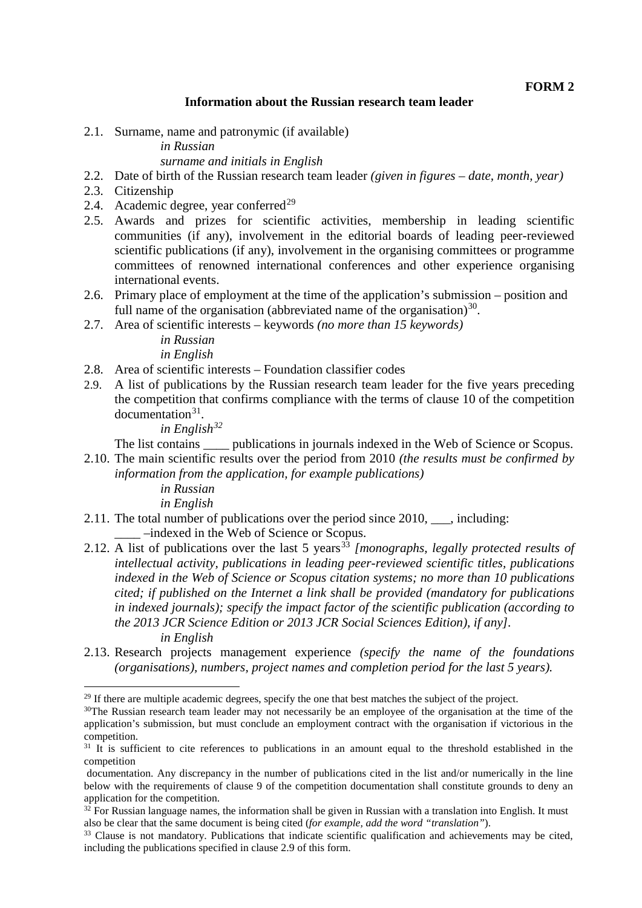**FORM 2**

## Information about the Russian research team leader

2.1. Surname, name and patronymic (if available)

*in Russian*

*surname and initials in English*

2.2. Date of birth of the Russian research team leader *(given in figures – date, month, year)*

2.3. Citizenship

2.4. Academic degree, year conferred[29]

2.5. Awards and prizes for scientific activities, membership in leading scientific communities (if any), involvement in the editorial boards of leading peer-reviewed scientific publications (if any), involvement in the organising committees or programme committees of renowned international conferences and other experience organising international events.

2.6. Primary place of employment at the time of the application's submission – position and full name of the organisation (abbreviated name of the organisation)[30].

2.7. Area of scientific interests – keywords *(no more than 15 keywords)*

*in Russian*

*in English*

2.8. Area of scientific interests – Foundation classifier codes

2.9. A list of publications by the Russian research team leader for the five years preceding the competition that confirms compliance with the terms of clause 10 of the competition documentation[31].

*in English[32]*

The list contains ____ publications in journals indexed in the Web of Science or Scopus.

2.10. The main scientific results over the period from 2010 *(the results must be confirmed by information from the application, for example publications)*

*in Russian*

*in English*

2.11. The total number of publications over the period since 2010, ___, including:

____ –indexed in the Web of Science or Scopus.

2.12. A list of publications over the last 5 years[33] *[monographs, legally protected results of intellectual activity, publications in leading peer-reviewed scientific titles, publications indexed in the Web of Science or Scopus citation systems; no more than 10 publications cited; if published on the Internet a link shall be provided (mandatory for publications in indexed journals); specify the impact factor of the scientific publication (according to the 2013 JCR Science Edition or 2013 JCR Social Sciences Edition), if any]*.

*in English*

2.13. Research projects management experience *(specify the name of the foundations (organisations), numbers, project names and completion period for the last 5 years).*

---

[29] If there are multiple academic degrees, specify the one that best matches the subject of the project.

[30] The Russian research team leader may not necessarily be an employee of the organisation at the time of the application's submission, but must conclude an employment contract with the organisation if victorious in the competition.

[31] It is sufficient to cite references to publications in an amount equal to the threshold established in the competition documentation. Any discrepancy in the number of publications cited in the list and/or numerically in the line below with the requirements of clause 9 of the competition documentation shall constitute grounds to deny an application for the competition.

[32] For Russian language names, the information shall be given in Russian with a translation into English. It must also be clear that the same document is being cited (*for example, add the word "translation"*).

[33] Clause is not mandatory. Publications that indicate scientific qualification and achievements may be cited, including the publications specified in clause 2.9 of this form.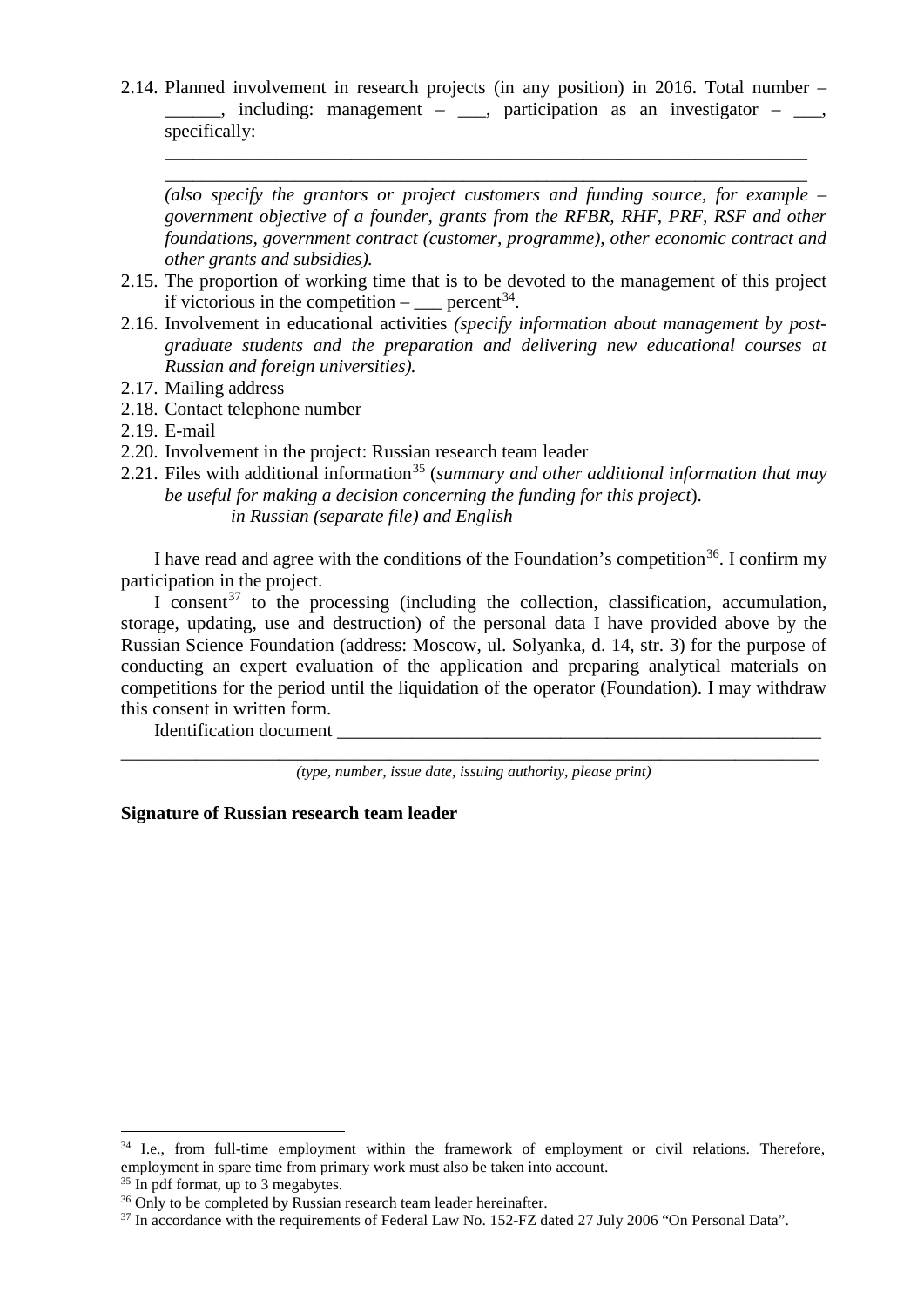2.14. Planned involvement in research projects (in any position) in 2016. Total number – ______, including: management – ___, participation as an investigator – ___, specifically:

_______________________________________________________________________

_______________________________________________________________________

*(also specify the grantors or project customers and funding source, for example – government objective of a founder, grants from the RFBR, RHF, PRF, RSF and other foundations, government contract (customer, programme), other economic contract and other grants and subsidies).*

2.15. The proportion of working time that is to be devoted to the management of this project if victorious in the competition – ___ percent[34].

2.16. Involvement in educational activities *(specify information about management by post-graduate students and the preparation and delivering new educational courses at Russian and foreign universities).*

2.17. Mailing address

2.18. Contact telephone number

2.19. E-mail

2.20. Involvement in the project: Russian research team leader

2.21. Files with additional information[35] (*summary and other additional information that may be useful for making a decision concerning the funding for this project*).
*in Russian (separate file) and English*

I have read and agree with the conditions of the Foundation's competition[36]. I confirm my participation in the project.

I consent[37] to the processing (including the collection, classification, accumulation, storage, updating, use and destruction) of the personal data I have provided above by the Russian Science Foundation (address: Moscow, ul. Solyanka, d. 14, str. 3) for the purpose of conducting an expert evaluation of the application and preparing analytical materials on competitions for the period until the liquidation of the operator (Foundation). I may withdraw this consent in written form.

Identification document _______________________________________________________

_______________________________________________________________________________

*(type, number, issue date, issuing authority, please print)*

**Signature of Russian research team leader**

---

[34] I.e., from full-time employment within the framework of employment or civil relations. Therefore, employment in spare time from primary work must also be taken into account.

[35] In pdf format, up to 3 megabytes.

[36] Only to be completed by Russian research team leader hereinafter.

[37] In accordance with the requirements of Federal Law No. 152-FZ dated 27 July 2006 "On Personal Data".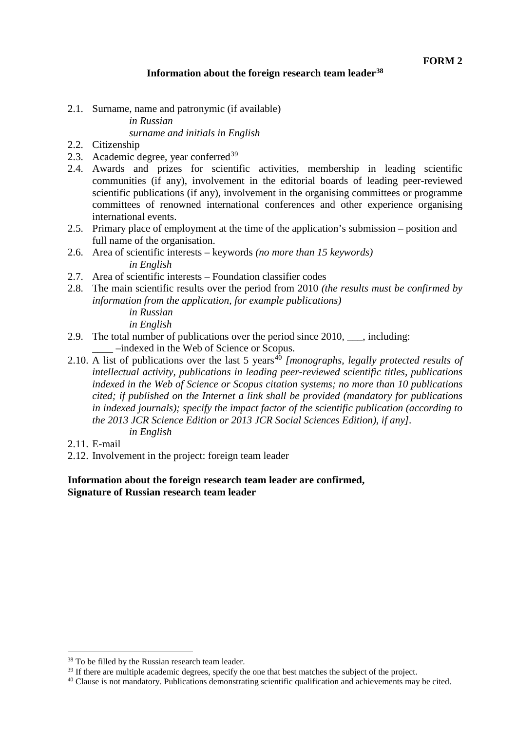**FORM 2**

## Information about the foreign research team leader[38]

2.1. Surname, name and patronymic (if available)
*in Russian*
*surname and initials in English*

2.2. Citizenship

2.3. Academic degree, year conferred[39]

2.4. Awards and prizes for scientific activities, membership in leading scientific communities (if any), involvement in the editorial boards of leading peer-reviewed scientific publications (if any), involvement in the organising committees or programme committees of renowned international conferences and other experience organising international events.

2.5. Primary place of employment at the time of the application's submission – position and full name of the organisation.

2.6. Area of scientific interests – keywords *(no more than 15 keywords)*
*in English*

2.7. Area of scientific interests – Foundation classifier codes

2.8. The main scientific results over the period from 2010 *(the results must be confirmed by information from the application, for example publications)*
*in Russian*
*in English*

2.9. The total number of publications over the period since 2010, ___, including:
____ –indexed in the Web of Science or Scopus.

2.10. A list of publications over the last 5 years[40] *[monographs, legally protected results of intellectual activity, publications in leading peer-reviewed scientific titles, publications indexed in the Web of Science or Scopus citation systems; no more than 10 publications cited; if published on the Internet a link shall be provided (mandatory for publications in indexed journals); specify the impact factor of the scientific publication (according to the 2013 JCR Science Edition or 2013 JCR Social Sciences Edition), if any]*.
*in English*

2.11. E-mail

2.12. Involvement in the project: foreign team leader

**Information about the foreign research team leader are confirmed,**
**Signature of Russian research team leader**

---

[38] To be filled by the Russian research team leader.

[39] If there are multiple academic degrees, specify the one that best matches the subject of the project.

[40] Clause is not mandatory. Publications demonstrating scientific qualification and achievements may be cited.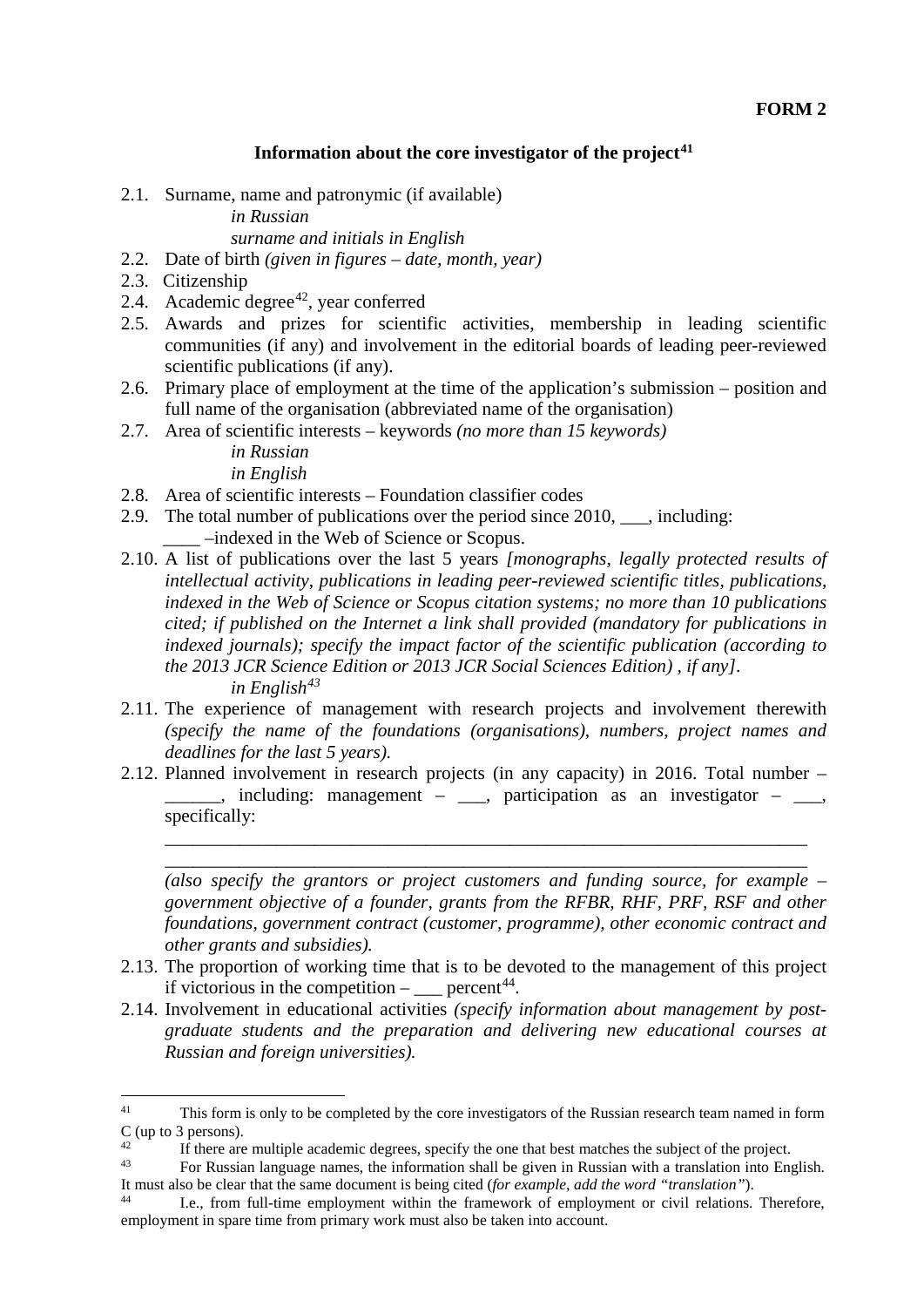**FORM 2**

## Information about the core investigator of the project[41]

2.1. Surname, name and patronymic (if available)

*in Russian*

*surname and initials in English*

2.2. Date of birth *(given in figures – date, month, year)*

2.3. Citizenship

2.4. Academic degree[42], year conferred

2.5. Awards and prizes for scientific activities, membership in leading scientific communities (if any) and involvement in the editorial boards of leading peer-reviewed scientific publications (if any).

2.6. Primary place of employment at the time of the application's submission – position and full name of the organisation (abbreviated name of the organisation)

2.7. Area of scientific interests – keywords *(no more than 15 keywords)*

*in Russian*

*in English*

2.8. Area of scientific interests – Foundation classifier codes

2.9. The total number of publications over the period since 2010, ___, including:

____ –indexed in the Web of Science or Scopus.

2.10. A list of publications over the last 5 years *[monographs, legally protected results of intellectual activity, publications in leading peer-reviewed scientific titles, publications, indexed in the Web of Science or Scopus citation systems; no more than 10 publications cited; if published on the Internet a link shall provided (mandatory for publications in indexed journals); specify the impact factor of the scientific publication (according to the 2013 JCR Science Edition or 2013 JCR Social Sciences Edition) , if any].*

*in English*[43]

2.11. The experience of management with research projects and involvement therewith *(specify the name of the foundations (organisations), numbers, project names and deadlines for the last 5 years).*

2.12. Planned involvement in research projects (in any capacity) in 2016. Total number – ______, including: management – ___, participation as an investigator – ___, specifically:

______________________________________________________________________

______________________________________________________________________

*(also specify the grantors or project customers and funding source, for example – government objective of a founder, grants from the RFBR, RHF, PRF, RSF and other foundations, government contract (customer, programme), other economic contract and other grants and subsidies).*

2.13. The proportion of working time that is to be devoted to the management of this project if victorious in the competition – ___ percent[44].

2.14. Involvement in educational activities *(specify information about management by post-graduate students and the preparation and delivering new educational courses at Russian and foreign universities).*

---

[41] This form is only to be completed by the core investigators of the Russian research team named in form C (up to 3 persons).

[42] If there are multiple academic degrees, specify the one that best matches the subject of the project.

[43] For Russian language names, the information shall be given in Russian with a translation into English. It must also be clear that the same document is being cited (*for example, add the word "translation"*).

[44] I.e., from full-time employment within the framework of employment or civil relations. Therefore, employment in spare time from primary work must also be taken into account.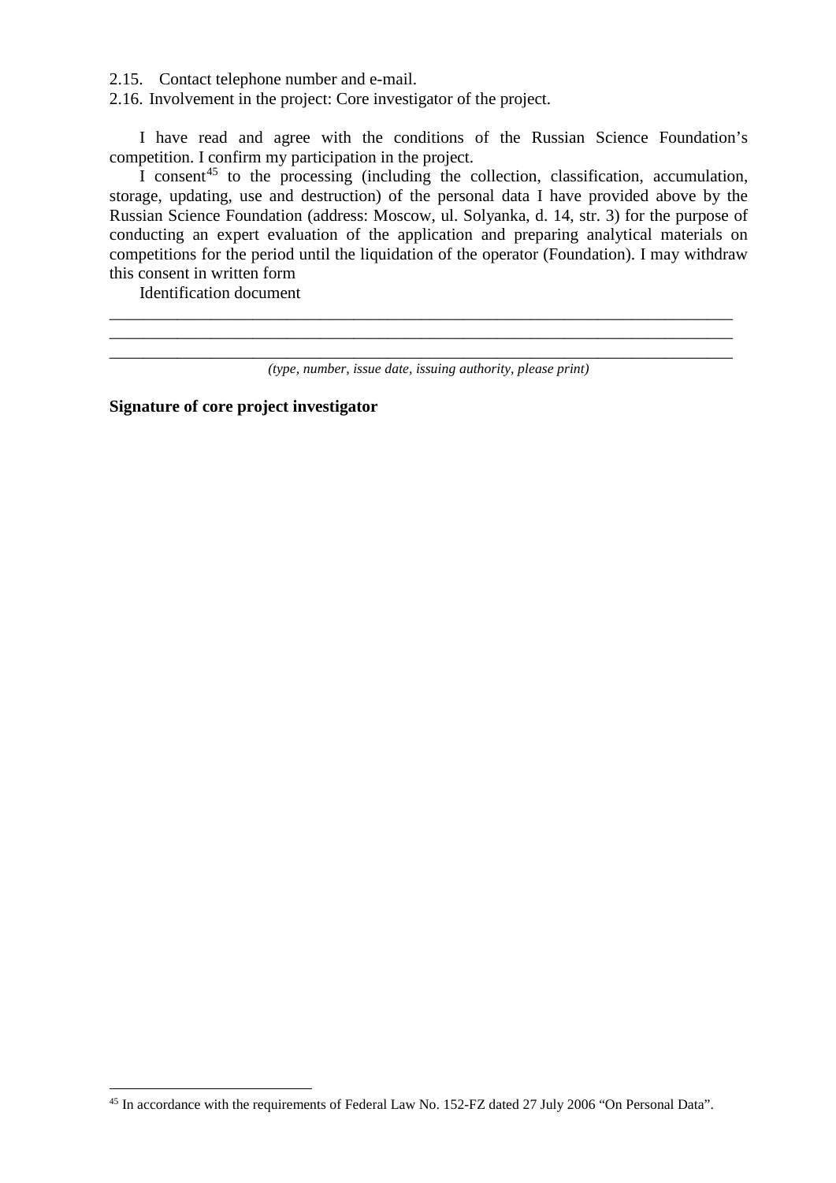2.15. Contact telephone number and e-mail.
2.16. Involvement in the project: Core investigator of the project.

I have read and agree with the conditions of the Russian Science Foundation's competition. I confirm my participation in the project.

I consent[45] to the processing (including the collection, classification, accumulation, storage, updating, use and destruction) of the personal data I have provided above by the Russian Science Foundation (address: Moscow, ul. Solyanka, d. 14, str. 3) for the purpose of conducting an expert evaluation of the application and preparing analytical materials on competitions for the period until the liquidation of the operator (Foundation). I may withdraw this consent in written form

Identification document

_____________________________________________________________________________
_____________________________________________________________________________
_____________________________________________________________________________

*(type, number, issue date, issuing authority, please print)*

**Signature of core project investigator**

---

[45] In accordance with the requirements of Federal Law No. 152-FZ dated 27 July 2006 "On Personal Data".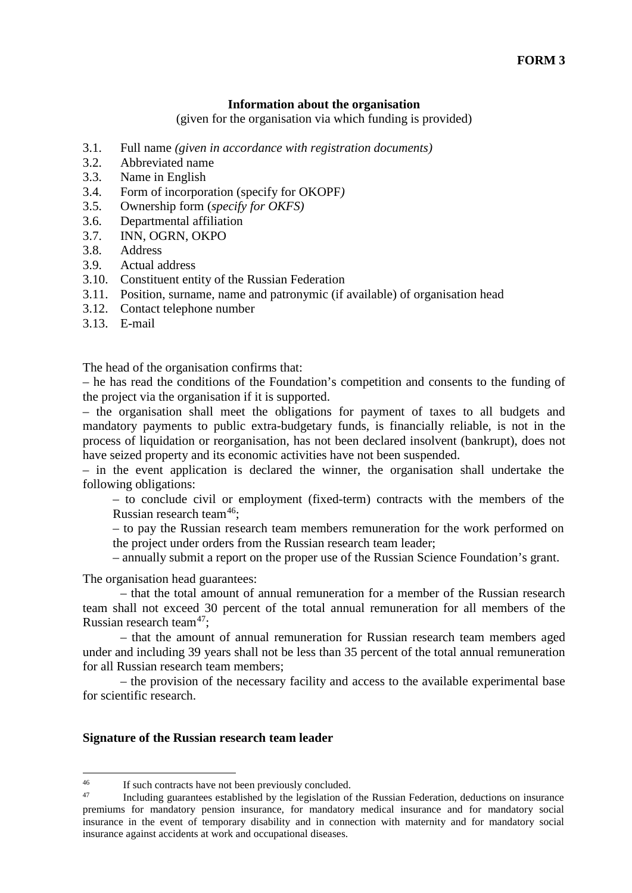**FORM 3**

**Information about the organisation**

(given for the organisation via which funding is provided)

3.1. Full name *(given in accordance with registration documents)*
3.2. Abbreviated name
3.3. Name in English
3.4. Form of incorporation (specify for OKOPF*)*
3.5. Ownership form (*specify for OKFS)*
3.6. Departmental affiliation
3.7. INN, OGRN, OKPO
3.8. Address
3.9. Actual address
3.10. Constituent entity of the Russian Federation
3.11. Position, surname, name and patronymic (if available) of organisation head
3.12. Contact telephone number
3.13. E-mail

The head of the organisation confirms that:

– he has read the conditions of the Foundation's competition and consents to the funding of the project via the organisation if it is supported.

– the organisation shall meet the obligations for payment of taxes to all budgets and mandatory payments to public extra-budgetary funds, is financially reliable, is not in the process of liquidation or reorganisation, has not been declared insolvent (bankrupt), does not have seized property and its economic activities have not been suspended.

– in the event application is declared the winner, the organisation shall undertake the following obligations:

– to conclude civil or employment (fixed-term) contracts with the members of the Russian research team[46];

– to pay the Russian research team members remuneration for the work performed on the project under orders from the Russian research team leader;

– annually submit a report on the proper use of the Russian Science Foundation's grant.

The organisation head guarantees:

– that the total amount of annual remuneration for a member of the Russian research team shall not exceed 30 percent of the total annual remuneration for all members of the Russian research team[47];

– that the amount of annual remuneration for Russian research team members aged under and including 39 years shall not be less than 35 percent of the total annual remuneration for all Russian research team members;

– the provision of the necessary facility and access to the available experimental base for scientific research.

**Signature of the Russian research team leader**

---

[46] If such contracts have not been previously concluded.

[47] Including guarantees established by the legislation of the Russian Federation, deductions on insurance premiums for mandatory pension insurance, for mandatory medical insurance and for mandatory social insurance in the event of temporary disability and in connection with maternity and for mandatory social insurance against accidents at work and occupational diseases.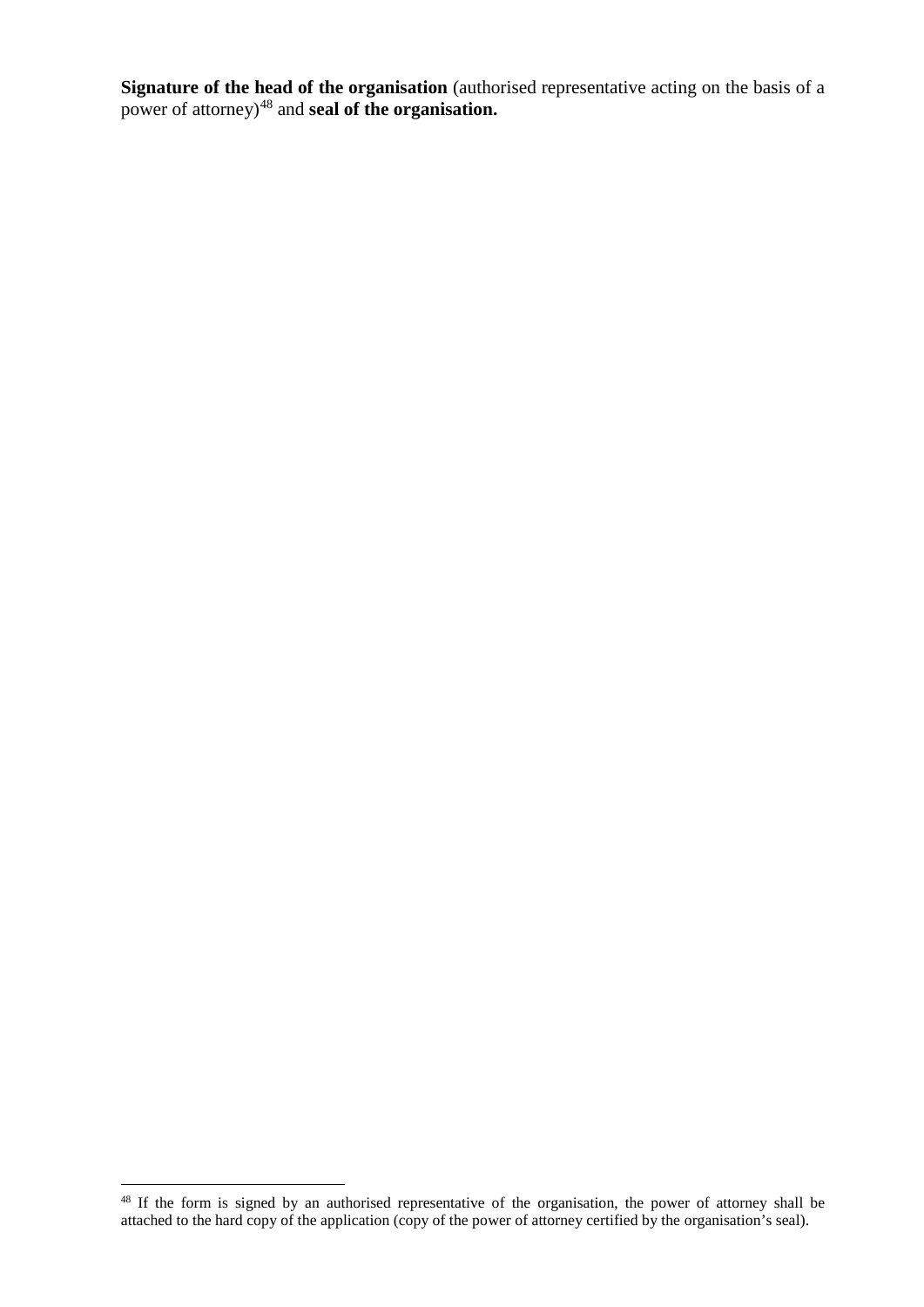**Signature of the head of the organisation** (authorised representative acting on the basis of a power of attorney)[48] and **seal of the organisation.**

[48] If the form is signed by an authorised representative of the organisation, the power of attorney shall be attached to the hard copy of the application (copy of the power of attorney certified by the organisation's seal).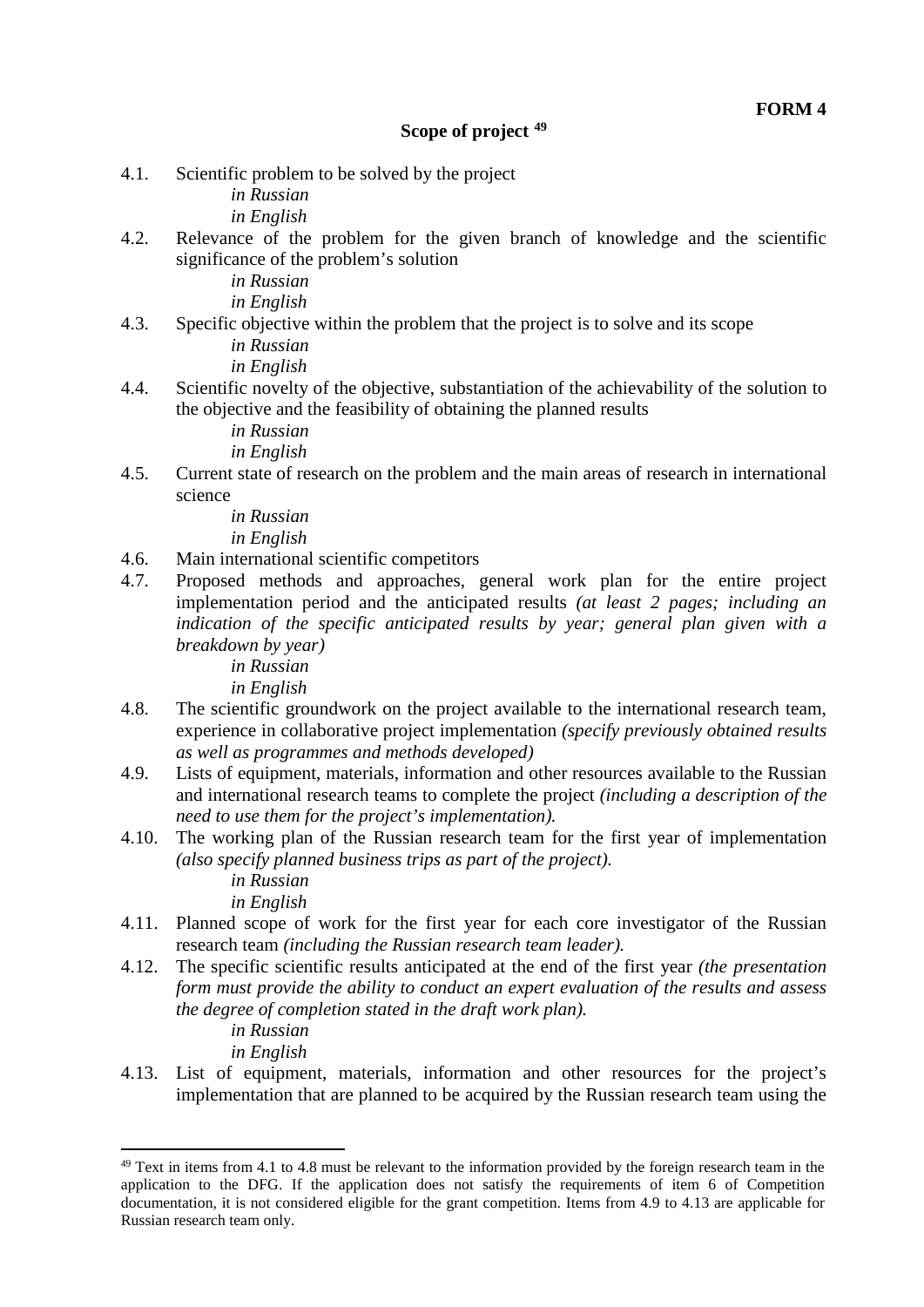**FORM 4**

## Scope of project [49]

4.1. Scientific problem to be solved by the project
   *in Russian*
   *in English*

4.2. Relevance of the problem for the given branch of knowledge and the scientific significance of the problem's solution
   *in Russian*
   *in English*

4.3. Specific objective within the problem that the project is to solve and its scope
   *in Russian*
   *in English*

4.4. Scientific novelty of the objective, substantiation of the achievability of the solution to the objective and the feasibility of obtaining the planned results
   *in Russian*
   *in English*

4.5. Current state of research on the problem and the main areas of research in international science
   *in Russian*
   *in English*

4.6. Main international scientific competitors

4.7. Proposed methods and approaches, general work plan for the entire project implementation period and the anticipated results *(at least 2 pages; including an indication of the specific anticipated results by year; general plan given with a breakdown by year)*
   *in Russian*
   *in English*

4.8. The scientific groundwork on the project available to the international research team, experience in collaborative project implementation *(specify previously obtained results as well as programmes and methods developed)*

4.9. Lists of equipment, materials, information and other resources available to the Russian and international research teams to complete the project *(including a description of the need to use them for the project's implementation).*

4.10. The working plan of the Russian research team for the first year of implementation *(also specify planned business trips as part of the project).*
   *in Russian*
   *in English*

4.11. Planned scope of work for the first year for each core investigator of the Russian research team *(including the Russian research team leader).*

4.12. The specific scientific results anticipated at the end of the first year *(the presentation form must provide the ability to conduct an expert evaluation of the results and assess the degree of completion stated in the draft work plan).*
   *in Russian*
   *in English*

4.13. List of equipment, materials, information and other resources for the project's implementation that are planned to be acquired by the Russian research team using the

---

[49] Text in items from 4.1 to 4.8 must be relevant to the information provided by the foreign research team in the application to the DFG. If the application does not satisfy the requirements of item 6 of Competition documentation, it is not considered eligible for the grant competition. Items from 4.9 to 4.13 are applicable for Russian research team only.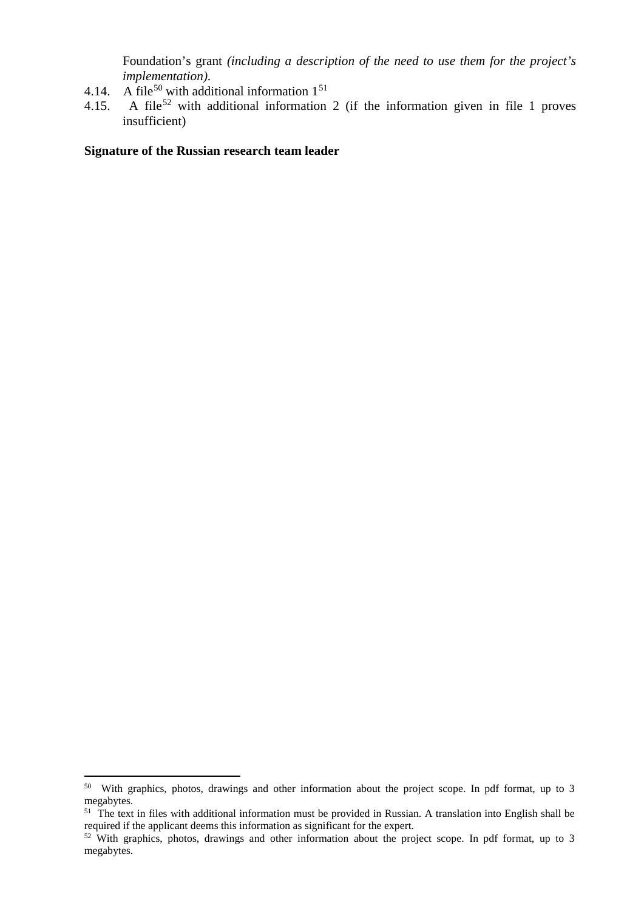Foundation's grant *(including a description of the need to use them for the project's implementation).*

4.14. A file[50] with additional information 1[51]

4.15. A file[52] with additional information 2 (if the information given in file 1 proves insufficient)

**Signature of the Russian research team leader**

---

[50] With graphics, photos, drawings and other information about the project scope. In pdf format, up to 3 megabytes.

[51] The text in files with additional information must be provided in Russian. A translation into English shall be required if the applicant deems this information as significant for the expert.

[52] With graphics, photos, drawings and other information about the project scope. In pdf format, up to 3 megabytes.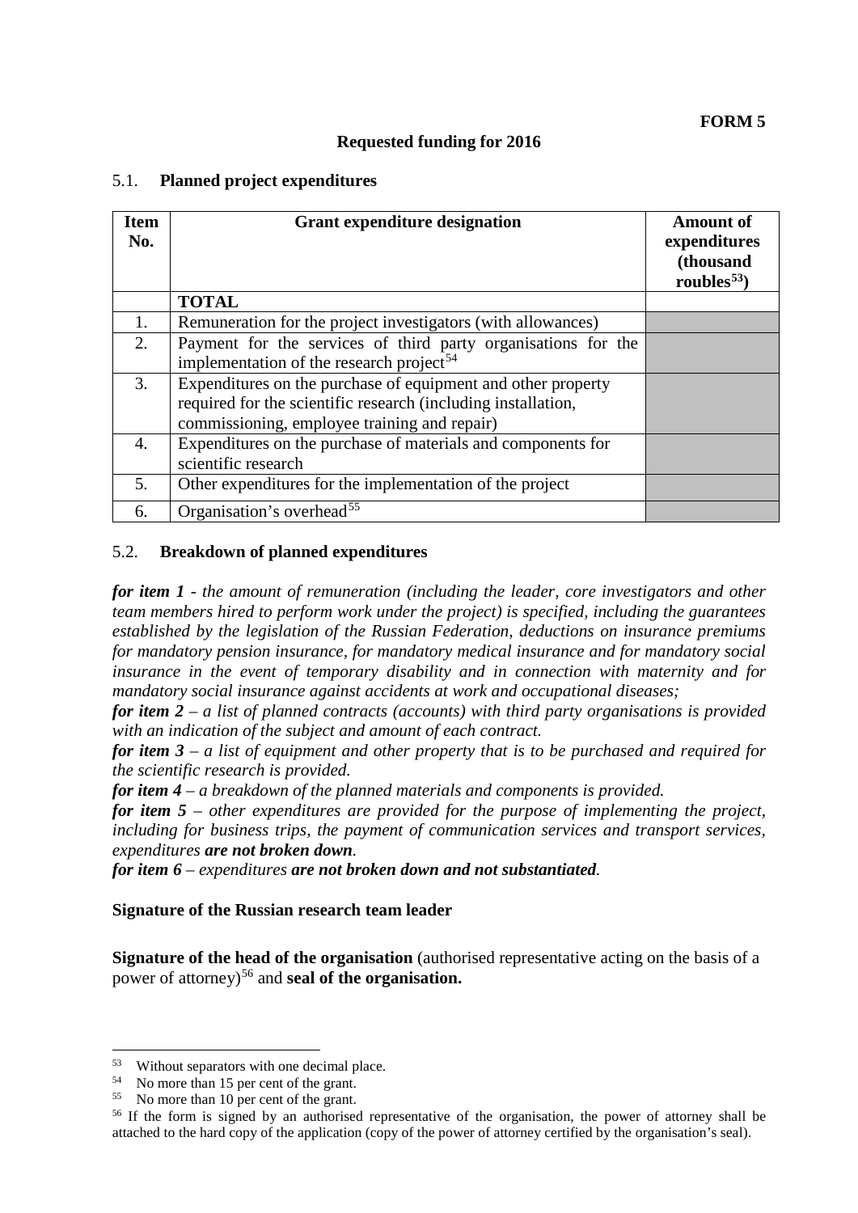**FORM 5**

**Requested funding for 2016**

## 5.1. Planned project expenditures

| Item No. | Grant expenditure designation | Amount of expenditures (thousand roubles[53]) |
|---|---|---|
| | **TOTAL** | |
| 1. | Remuneration for the project investigators (with allowances) | |
| 2. | Payment for the services of third party organisations for the implementation of the research project[54] | |
| 3. | Expenditures on the purchase of equipment and other property required for the scientific research (including installation, commissioning, employee training and repair) | |
| 4. | Expenditures on the purchase of materials and components for scientific research | |
| 5. | Other expenditures for the implementation of the project | |
| 6. | Organisation's overhead[55] | |

## 5.2. Breakdown of planned expenditures

***for item 1*** *- the amount of remuneration (including the leader, core investigators and other team members hired to perform work under the project) is specified, including the guarantees established by the legislation of the Russian Federation, deductions on insurance premiums for mandatory pension insurance, for mandatory medical insurance and for mandatory social insurance in the event of temporary disability and in connection with maternity and for mandatory social insurance against accidents at work and occupational diseases;*

***for item 2*** *– a list of planned contracts (accounts) with third party organisations is provided with an indication of the subject and amount of each contract.*

***for item 3*** *– a list of equipment and other property that is to be purchased and required for the scientific research is provided.*

***for item 4*** *– a breakdown of the planned materials and components is provided.*

***for item 5*** *– other expenditures are provided for the purpose of implementing the project, including for business trips, the payment of communication services and transport services, expenditures* ***are not broken down****.*

***for item 6*** *– expenditures* ***are not broken down and not substantiated****.*

**Signature of the Russian research team leader**

**Signature of the head of the organisation** (authorised representative acting on the basis of a power of attorney)[56] and **seal of the organisation.**

---

[53] Without separators with one decimal place.

[54] No more than 15 per cent of the grant.

[55] No more than 10 per cent of the grant.

[56] If the form is signed by an authorised representative of the organisation, the power of attorney shall be attached to the hard copy of the application (copy of the power of attorney certified by the organisation's seal).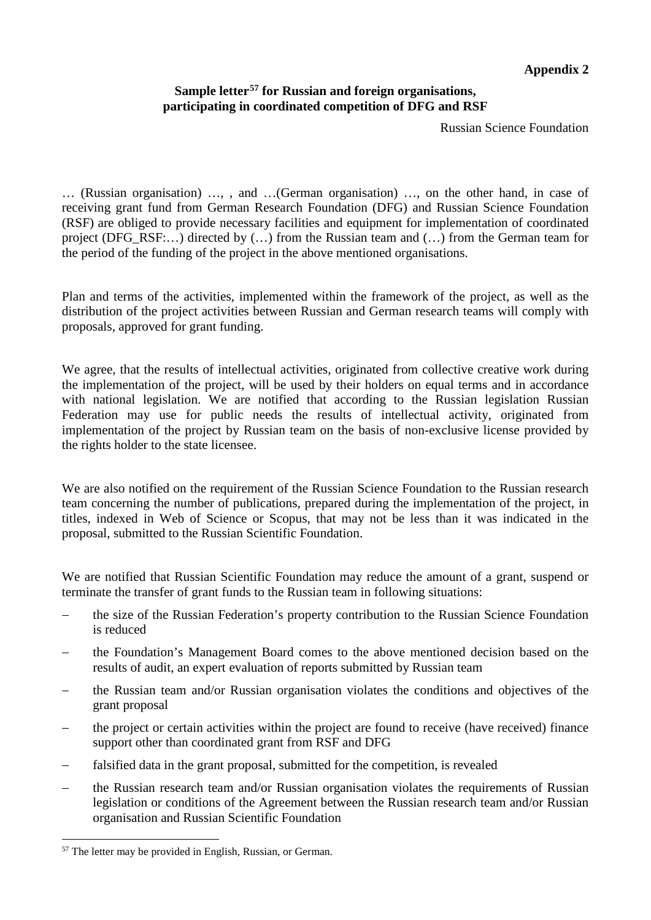**Appendix 2**

**Sample letter[57] for Russian and foreign organisations, participating in coordinated competition of DFG and RSF**

Russian Science Foundation

… (Russian organisation) …, , and …(German organisation) …, on the other hand, in case of receiving grant fund from German Research Foundation (DFG) and Russian Science Foundation (RSF) are obliged to provide necessary facilities and equipment for implementation of coordinated project (DFG_RSF:…) directed by (…) from the Russian team and (…) from the German team for the period of the funding of the project in the above mentioned organisations.

Plan and terms of the activities, implemented within the framework of the project, as well as the distribution of the project activities between Russian and German research teams will comply with proposals, approved for grant funding.

We agree, that the results of intellectual activities, originated from collective creative work during the implementation of the project, will be used by their holders on equal terms and in accordance with national legislation. We are notified that according to the Russian legislation Russian Federation may use for public needs the results of intellectual activity, originated from implementation of the project by Russian team on the basis of non-exclusive license provided by the rights holder to the state licensee.

We are also notified on the requirement of the Russian Science Foundation to the Russian research team concerning the number of publications, prepared during the implementation of the project, in titles, indexed in Web of Science or Scopus, that may not be less than it was indicated in the proposal, submitted to the Russian Scientific Foundation.

We are notified that Russian Scientific Foundation may reduce the amount of a grant, suspend or terminate the transfer of grant funds to the Russian team in following situations:

- the size of the Russian Federation's property contribution to the Russian Science Foundation is reduced
- the Foundation's Management Board comes to the above mentioned decision based on the results of audit, an expert evaluation of reports submitted by Russian team
- the Russian team and/or Russian organisation violates the conditions and objectives of the grant proposal
- the project or certain activities within the project are found to receive (have received) finance support other than coordinated grant from RSF and DFG
- falsified data in the grant proposal, submitted for the competition, is revealed
- the Russian research team and/or Russian organisation violates the requirements of Russian legislation or conditions of the Agreement between the Russian research team and/or Russian organisation and Russian Scientific Foundation

[57] The letter may be provided in English, Russian, or German.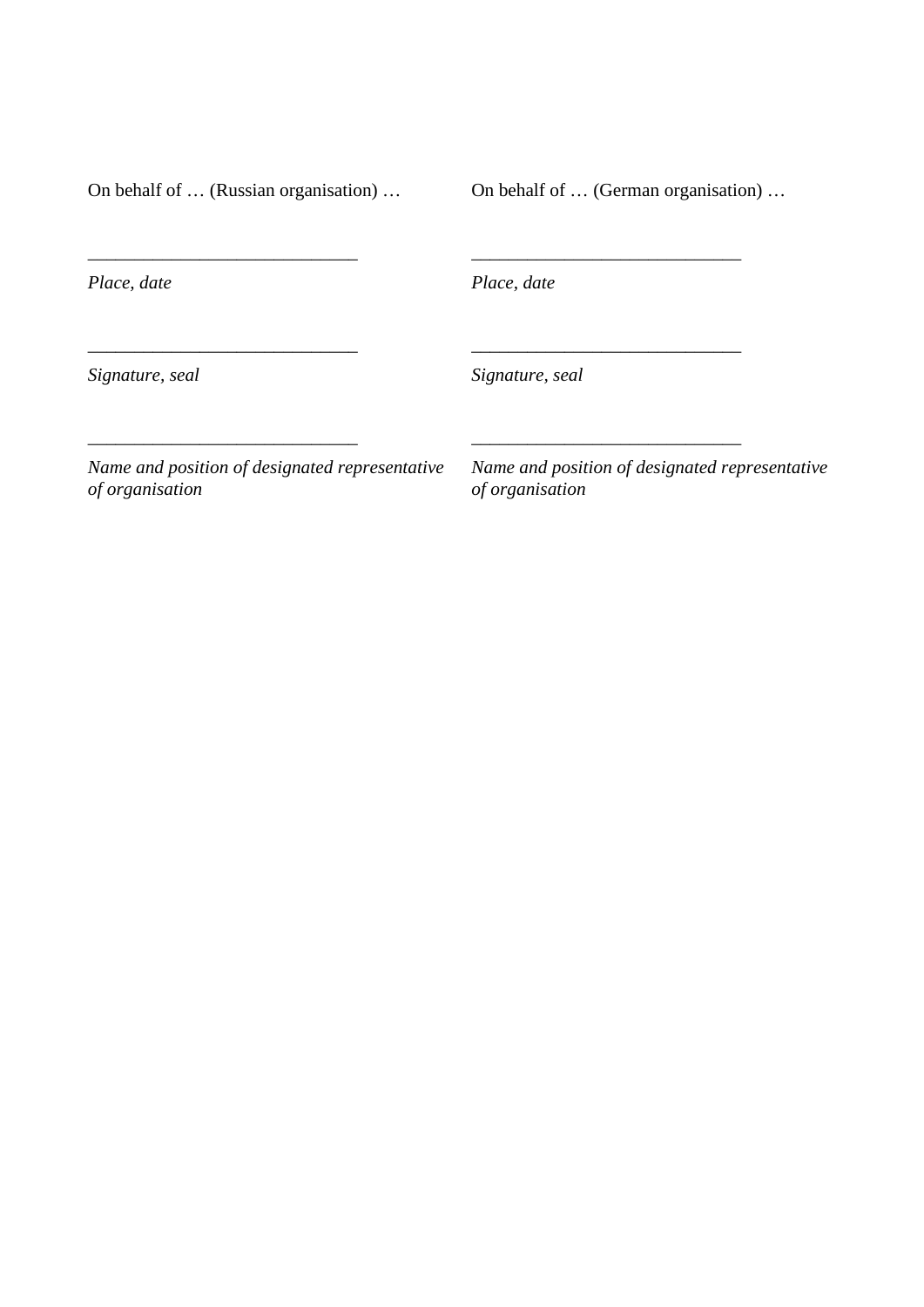| | |
|---|---|
| On behalf of … (Russian organisation) … | On behalf of … (German organisation) … |
| _____________________________ | _____________________________ |
| *Place, date* | *Place, date* |
| _____________________________ | _____________________________ |
| *Signature, seal* | *Signature, seal* |
| _____________________________ | _____________________________ |
| *Name and position of designated representative of organisation* | *Name and position of designated representative of organisation* |